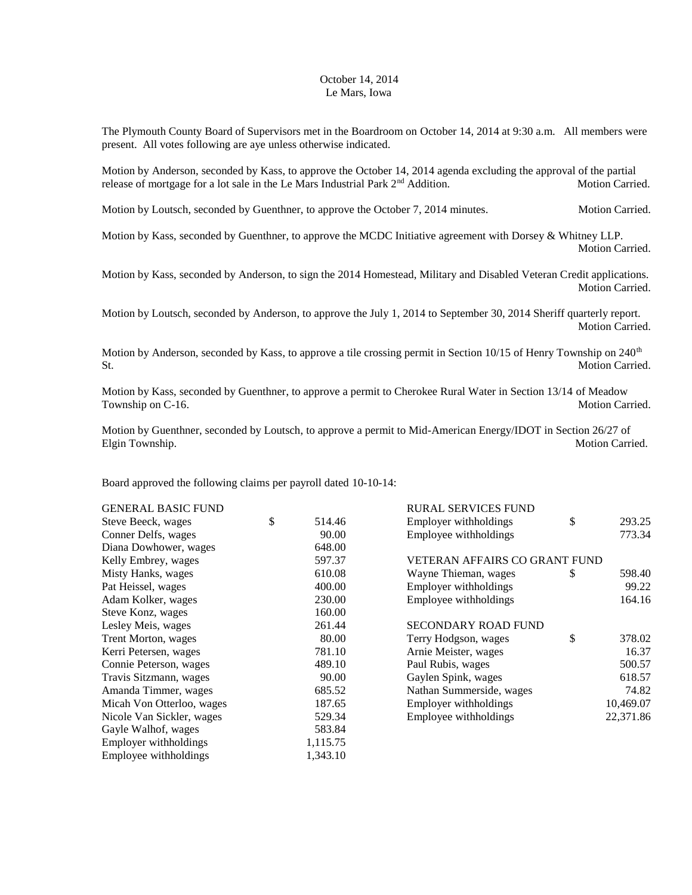October 14, 2014
Le Mars, Iowa

The Plymouth County Board of Supervisors met in the Boardroom on October 14, 2014 at 9:30 a.m. All members were present. All votes following are aye unless otherwise indicated.

Motion by Anderson, seconded by Kass, to approve the October 14, 2014 agenda excluding the approval of the partial release of mortgage for a lot sale in the Le Mars Industrial Park 2nd Addition. Motion Carried.

Motion by Loutsch, seconded by Guenthner, to approve the October 7, 2014 minutes. Motion Carried.

Motion by Kass, seconded by Guenthner, to approve the MCDC Initiative agreement with Dorsey & Whitney LLP. Motion Carried.

Motion by Kass, seconded by Anderson, to sign the 2014 Homestead, Military and Disabled Veteran Credit applications. Motion Carried.

Motion by Loutsch, seconded by Anderson, to approve the July 1, 2014 to September 30, 2014 Sheriff quarterly report. Motion Carried.

Motion by Anderson, seconded by Kass, to approve a tile crossing permit in Section 10/15 of Henry Township on 240th St. Motion Carried.

Motion by Kass, seconded by Guenthner, to approve a permit to Cherokee Rural Water in Section 13/14 of Meadow Township on C-16. Motion Carried.

Motion by Guenthner, seconded by Loutsch, to approve a permit to Mid-American Energy/IDOT in Section 26/27 of Elgin Township. Motion Carried.

Board approved the following claims per payroll dated 10-10-14:

| GENERAL BASIC FUND | |
|---|---|
| Steve Beeck, wages | $ 514.46 |
| Conner Delfs, wages | 90.00 |
| Diana Dowhower, wages | 648.00 |
| Kelly Embrey, wages | 597.37 |
| Misty Hanks, wages | 610.08 |
| Pat Heissel, wages | 400.00 |
| Adam Kolker, wages | 230.00 |
| Steve Konz, wages | 160.00 |
| Lesley Meis, wages | 261.44 |
| Trent Morton, wages | 80.00 |
| Kerri Petersen, wages | 781.10 |
| Connie Peterson, wages | 489.10 |
| Travis Sitzmann, wages | 90.00 |
| Amanda Timmer, wages | 685.52 |
| Micah Von Otterloo, wages | 187.65 |
| Nicole Van Sickler, wages | 529.34 |
| Gayle Walhof, wages | 583.84 |
| Employer withholdings | 1,115.75 |
| Employee withholdings | 1,343.10 |

| RURAL SERVICES FUND | |
|---|---|
| Employer withholdings | $ 293.25 |
| Employee withholdings | 773.34 |

| VETERAN AFFAIRS CO GRANT FUND | |
|---|---|
| Wayne Thieman, wages | $ 598.40 |
| Employer withholdings | 99.22 |
| Employee withholdings | 164.16 |

| SECONDARY ROAD FUND | |
|---|---|
| Terry Hodgson, wages | $ 378.02 |
| Arnie Meister, wages | 16.37 |
| Paul Rubis, wages | 500.57 |
| Gaylen Spink, wages | 618.57 |
| Nathan Summerside, wages | 74.82 |
| Employer withholdings | 10,469.07 |
| Employee withholdings | 22,371.86 |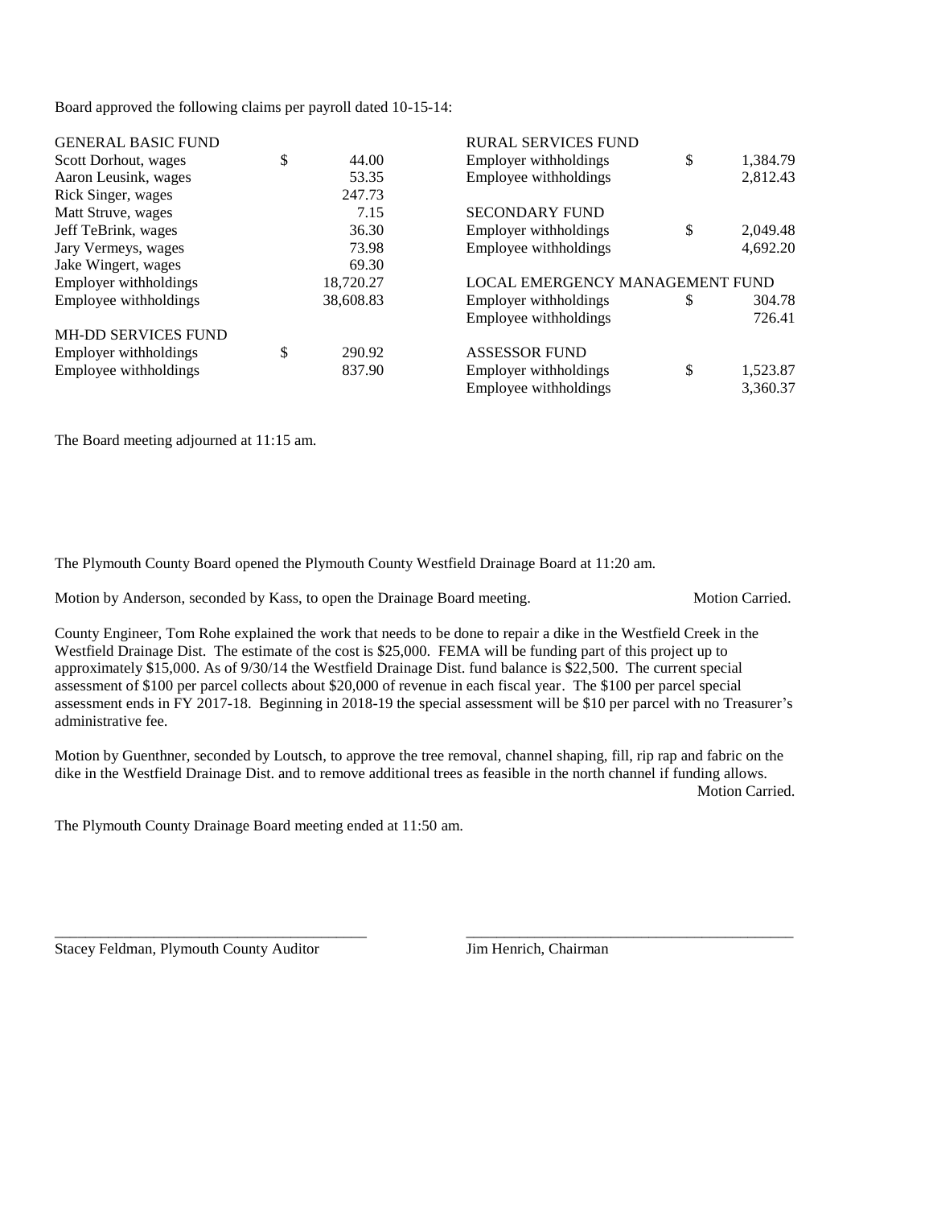Board approved the following claims per payroll dated 10-15-14:

| | | | | | |
|---|---|---|---|---|---|
| GENERAL BASIC FUND | | | RURAL SERVICES FUND | | |
| Scott Dorhout, wages | $ | 44.00 | Employer withholdings | $ | 1,384.79 |
| Aaron Leusink, wages | | 53.35 | Employee withholdings | | 2,812.43 |
| Rick Singer, wages | | 247.73 | | | |
| Matt Struve, wages | | 7.15 | SECONDARY FUND | | |
| Jeff TeBrink, wages | | 36.30 | Employer withholdings | $ | 2,049.48 |
| Jary Vermeys, wages | | 73.98 | Employee withholdings | | 4,692.20 |
| Jake Wingert, wages | | 69.30 | | | |
| Employer withholdings | | 18,720.27 | LOCAL EMERGENCY MANAGEMENT FUND | | |
| Employee withholdings | | 38,608.83 | Employer withholdings | $ | 304.78 |
| | | | Employee withholdings | | 726.41 |
| MH-DD SERVICES FUND | | | | | |
| Employer withholdings | $ | 290.92 | ASSESSOR FUND | | |
| Employee withholdings | | 837.90 | Employer withholdings | $ | 1,523.87 |
| | | | Employee withholdings | | 3,360.37 |

The Board meeting adjourned at 11:15 am.

The Plymouth County Board opened the Plymouth County Westfield Drainage Board at 11:20 am.

Motion by Anderson, seconded by Kass, to open the Drainage Board meeting. Motion Carried.

County Engineer, Tom Rohe explained the work that needs to be done to repair a dike in the Westfield Creek in the Westfield Drainage Dist. The estimate of the cost is $25,000. FEMA will be funding part of this project up to approximately $15,000. As of 9/30/14 the Westfield Drainage Dist. fund balance is $22,500. The current special assessment of $100 per parcel collects about $20,000 of revenue in each fiscal year. The $100 per parcel special assessment ends in FY 2017-18. Beginning in 2018-19 the special assessment will be $10 per parcel with no Treasurer's administrative fee.

Motion by Guenthner, seconded by Loutsch, to approve the tree removal, channel shaping, fill, rip rap and fabric on the dike in the Westfield Drainage Dist. and to remove additional trees as feasible in the north channel if funding allows. Motion Carried.

The Plymouth County Drainage Board meeting ended at 11:50 am.

\_\_\_\_\_\_\_\_\_\_\_\_\_\_\_\_\_\_\_\_\_\_\_\_\_\_\_\_\_\_\_\_\_\_\_\_\_\_\_\_\_\_
Stacey Feldman, Plymouth County Auditor

\_\_\_\_\_\_\_\_\_\_\_\_\_\_\_\_\_\_\_\_\_\_\_\_\_\_\_\_\_\_\_\_\_\_\_\_\_\_\_\_\_\_
Jim Henrich, Chairman